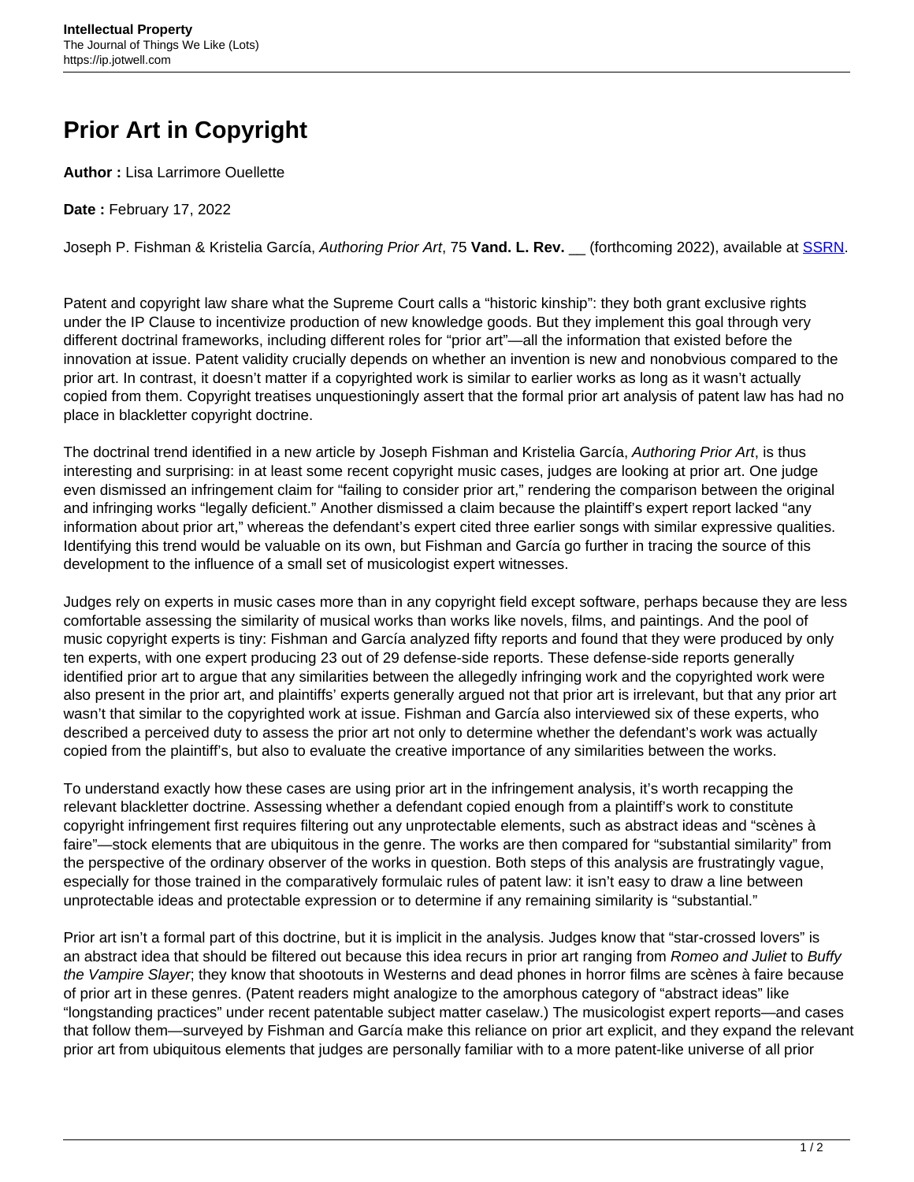# Prior Art in Copyright

**Author :** Lisa Larrimore Ouellette

**Date :** February 17, 2022

Joseph P. Fishman & Kristelia García, *Authoring Prior Art*, 75 **Vand. L. Rev.** __ (forthcoming 2022), available at [SSRN](SSRN).

Patent and copyright law share what the Supreme Court calls a "historic kinship": they both grant exclusive rights under the IP Clause to incentivize production of new knowledge goods. But they implement this goal through very different doctrinal frameworks, including different roles for "prior art"—all the information that existed before the innovation at issue. Patent validity crucially depends on whether an invention is new and nonobvious compared to the prior art. In contrast, it doesn't matter if a copyrighted work is similar to earlier works as long as it wasn't actually copied from them. Copyright treatises unquestioningly assert that the formal prior art analysis of patent law has had no place in blackletter copyright doctrine.

The doctrinal trend identified in a new article by Joseph Fishman and Kristelia García, *Authoring Prior Art*, is thus interesting and surprising: in at least some recent copyright music cases, judges are looking at prior art. One judge even dismissed an infringement claim for "failing to consider prior art," rendering the comparison between the original and infringing works "legally deficient." Another dismissed a claim because the plaintiff's expert report lacked "any information about prior art," whereas the defendant's expert cited three earlier songs with similar expressive qualities. Identifying this trend would be valuable on its own, but Fishman and García go further in tracing the source of this development to the influence of a small set of musicologist expert witnesses.

Judges rely on experts in music cases more than in any copyright field except software, perhaps because they are less comfortable assessing the similarity of musical works than works like novels, films, and paintings. And the pool of music copyright experts is tiny: Fishman and García analyzed fifty reports and found that they were produced by only ten experts, with one expert producing 23 out of 29 defense-side reports. These defense-side reports generally identified prior art to argue that any similarities between the allegedly infringing work and the copyrighted work were also present in the prior art, and plaintiffs' experts generally argued not that prior art is irrelevant, but that any prior art wasn't that similar to the copyrighted work at issue. Fishman and García also interviewed six of these experts, who described a perceived duty to assess the prior art not only to determine whether the defendant's work was actually copied from the plaintiff's, but also to evaluate the creative importance of any similarities between the works.

To understand exactly how these cases are using prior art in the infringement analysis, it's worth recapping the relevant blackletter doctrine. Assessing whether a defendant copied enough from a plaintiff's work to constitute copyright infringement first requires filtering out any unprotectable elements, such as abstract ideas and "scènes à faire"—stock elements that are ubiquitous in the genre. The works are then compared for "substantial similarity" from the perspective of the ordinary observer of the works in question. Both steps of this analysis are frustratingly vague, especially for those trained in the comparatively formulaic rules of patent law: it isn't easy to draw a line between unprotectable ideas and protectable expression or to determine if any remaining similarity is "substantial."

Prior art isn't a formal part of this doctrine, but it is implicit in the analysis. Judges know that "star-crossed lovers" is an abstract idea that should be filtered out because this idea recurs in prior art ranging from *Romeo and Juliet* to *Buffy the Vampire Slayer*; they know that shootouts in Westerns and dead phones in horror films are scènes à faire because of prior art in these genres. (Patent readers might analogize to the amorphous category of "abstract ideas" like "longstanding practices" under recent patentable subject matter caselaw.) The musicologist expert reports—and cases that follow them—surveyed by Fishman and García make this reliance on prior art explicit, and they expand the relevant prior art from ubiquitous elements that judges are personally familiar with to a more patent-like universe of all prior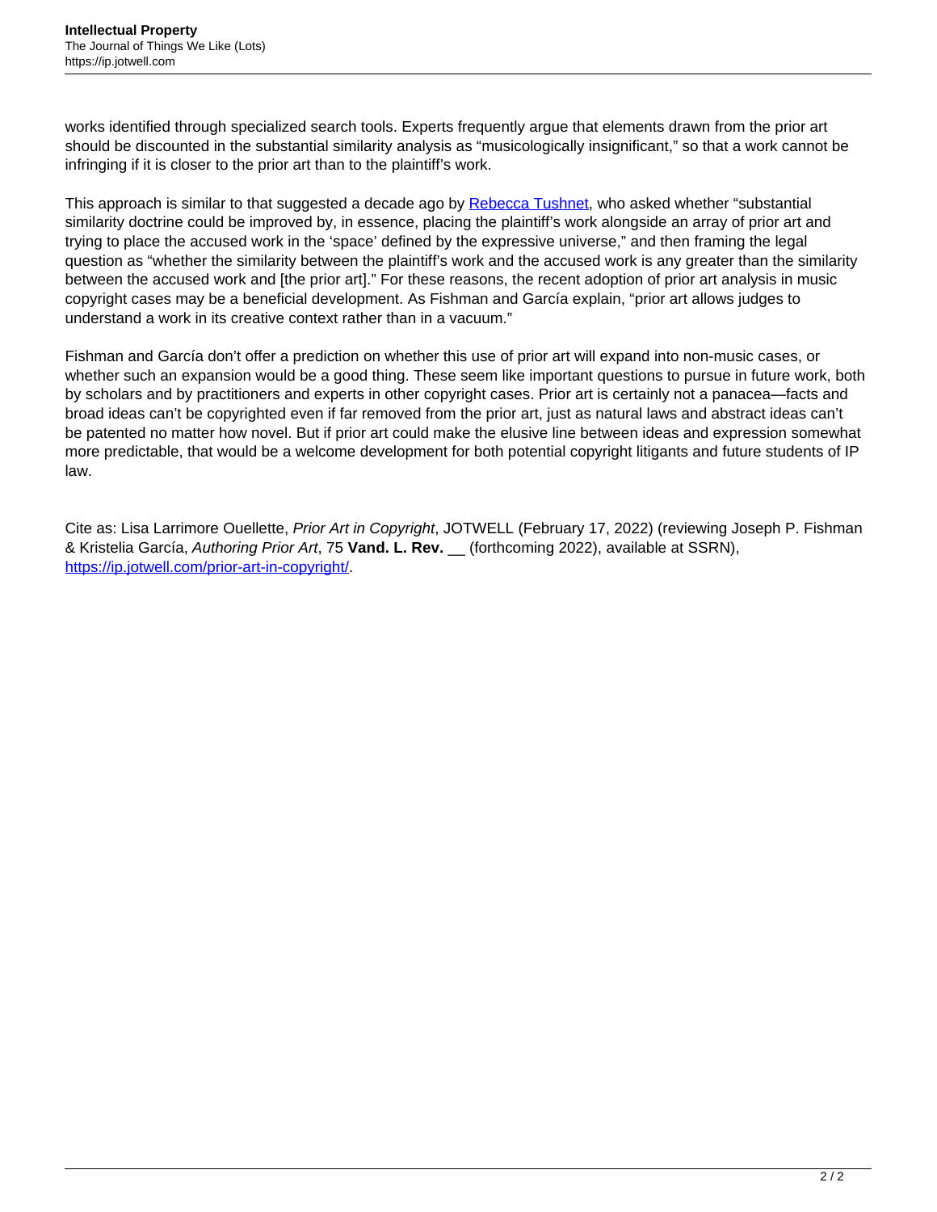works identified through specialized search tools. Experts frequently argue that elements drawn from the prior art should be discounted in the substantial similarity analysis as "musicologically insignificant," so that a work cannot be infringing if it is closer to the prior art than to the plaintiff's work.

This approach is similar to that suggested a decade ago by [Rebecca Tushnet](), who asked whether "substantial similarity doctrine could be improved by, in essence, placing the plaintiff's work alongside an array of prior art and trying to place the accused work in the 'space' defined by the expressive universe," and then framing the legal question as "whether the similarity between the plaintiff's work and the accused work is any greater than the similarity between the accused work and [the prior art]." For these reasons, the recent adoption of prior art analysis in music copyright cases may be a beneficial development. As Fishman and García explain, "prior art allows judges to understand a work in its creative context rather than in a vacuum."

Fishman and García don't offer a prediction on whether this use of prior art will expand into non-music cases, or whether such an expansion would be a good thing. These seem like important questions to pursue in future work, both by scholars and by practitioners and experts in other copyright cases. Prior art is certainly not a panacea—facts and broad ideas can't be copyrighted even if far removed from the prior art, just as natural laws and abstract ideas can't be patented no matter how novel. But if prior art could make the elusive line between ideas and expression somewhat more predictable, that would be a welcome development for both potential copyright litigants and future students of IP law.

Cite as: Lisa Larrimore Ouellette, *Prior Art in Copyright*, JOTWELL (February 17, 2022) (reviewing Joseph P. Fishman & Kristelia García, *Authoring Prior Art*, 75 **Vand. L. Rev.** __ (forthcoming 2022), available at SSRN), https://ip.jotwell.com/prior-art-in-copyright/.